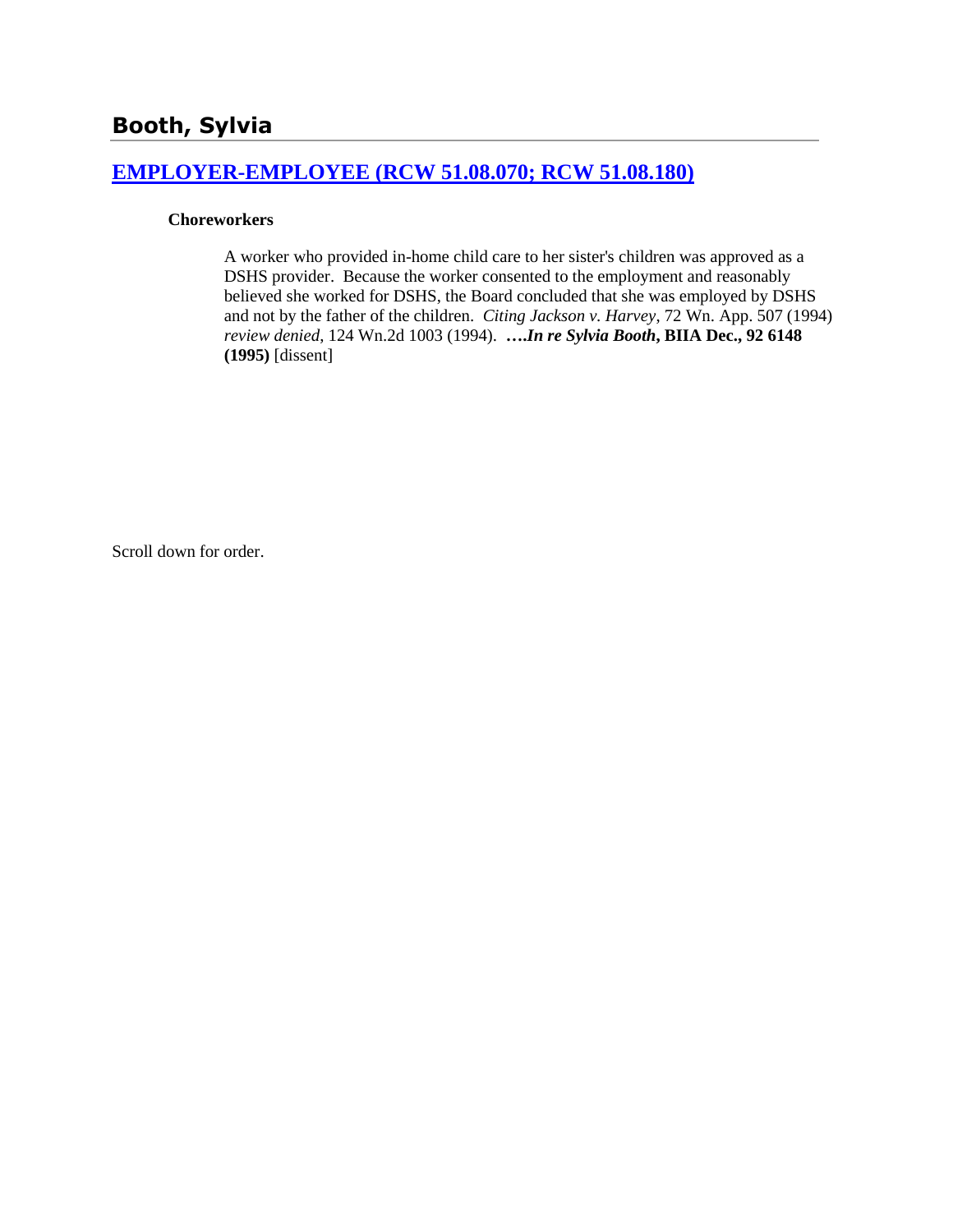## Booth, Sylvia

### [EMPLOYER-EMPLOYEE (RCW 51.08.070; RCW 51.08.180)]()

**Choreworkers**

A worker who provided in-home child care to her sister's children was approved as a DSHS provider. Because the worker consented to the employment and reasonably believed she worked for DSHS, the Board concluded that she was employed by DSHS and not by the father of the children. *Citing Jackson v. Harvey*, 72 Wn. App. 507 (1994) *review denied*, 124 Wn.2d 1003 (1994). **….*In re Sylvia Booth*, BIIA Dec., 92 6148 (1995)** [dissent]

Scroll down for order.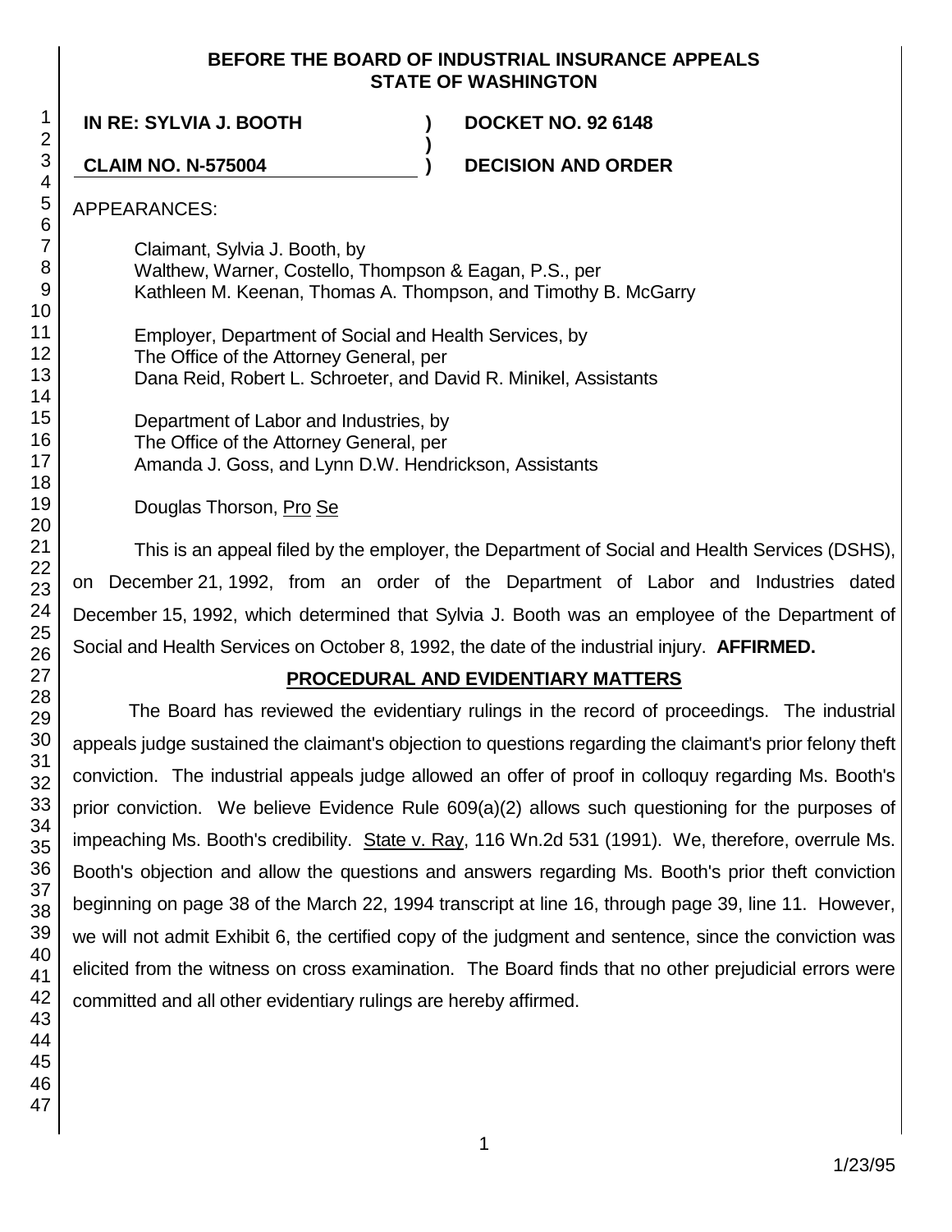**BEFORE THE BOARD OF INDUSTRIAL INSURANCE APPEALS**
**STATE OF WASHINGTON**

| | | |
|---|---|---|
| **IN RE: SYLVIA J. BOOTH** | **)** | **DOCKET NO. 92 6148** |
| | **)** | |
| **CLAIM NO. N-575004** | **)** | **DECISION AND ORDER** |

APPEARANCES:

Claimant, Sylvia J. Booth, by
Walthew, Warner, Costello, Thompson & Eagan, P.S., per
Kathleen M. Keenan, Thomas A. Thompson, and Timothy B. McGarry

Employer, Department of Social and Health Services, by
The Office of the Attorney General, per
Dana Reid, Robert L. Schroeter, and David R. Minikel, Assistants

Department of Labor and Industries, by
The Office of the Attorney General, per
Amanda J. Goss, and Lynn D.W. Hendrickson, Assistants

Douglas Thorson, Pro Se

This is an appeal filed by the employer, the Department of Social and Health Services (DSHS), on December 21, 1992, from an order of the Department of Labor and Industries dated December 15, 1992, which determined that Sylvia J. Booth was an employee of the Department of Social and Health Services on October 8, 1992, the date of the industrial injury. **AFFIRMED.**

## PROCEDURAL AND EVIDENTIARY MATTERS

The Board has reviewed the evidentiary rulings in the record of proceedings. The industrial appeals judge sustained the claimant's objection to questions regarding the claimant's prior felony theft conviction. The industrial appeals judge allowed an offer of proof in colloquy regarding Ms. Booth's prior conviction. We believe Evidence Rule 609(a)(2) allows such questioning for the purposes of impeaching Ms. Booth's credibility. State v. Ray, 116 Wn.2d 531 (1991). We, therefore, overrule Ms. Booth's objection and allow the questions and answers regarding Ms. Booth's prior theft conviction beginning on page 38 of the March 22, 1994 transcript at line 16, through page 39, line 11. However, we will not admit Exhibit 6, the certified copy of the judgment and sentence, since the conviction was elicited from the witness on cross examination. The Board finds that no other prejudicial errors were committed and all other evidentiary rulings are hereby affirmed.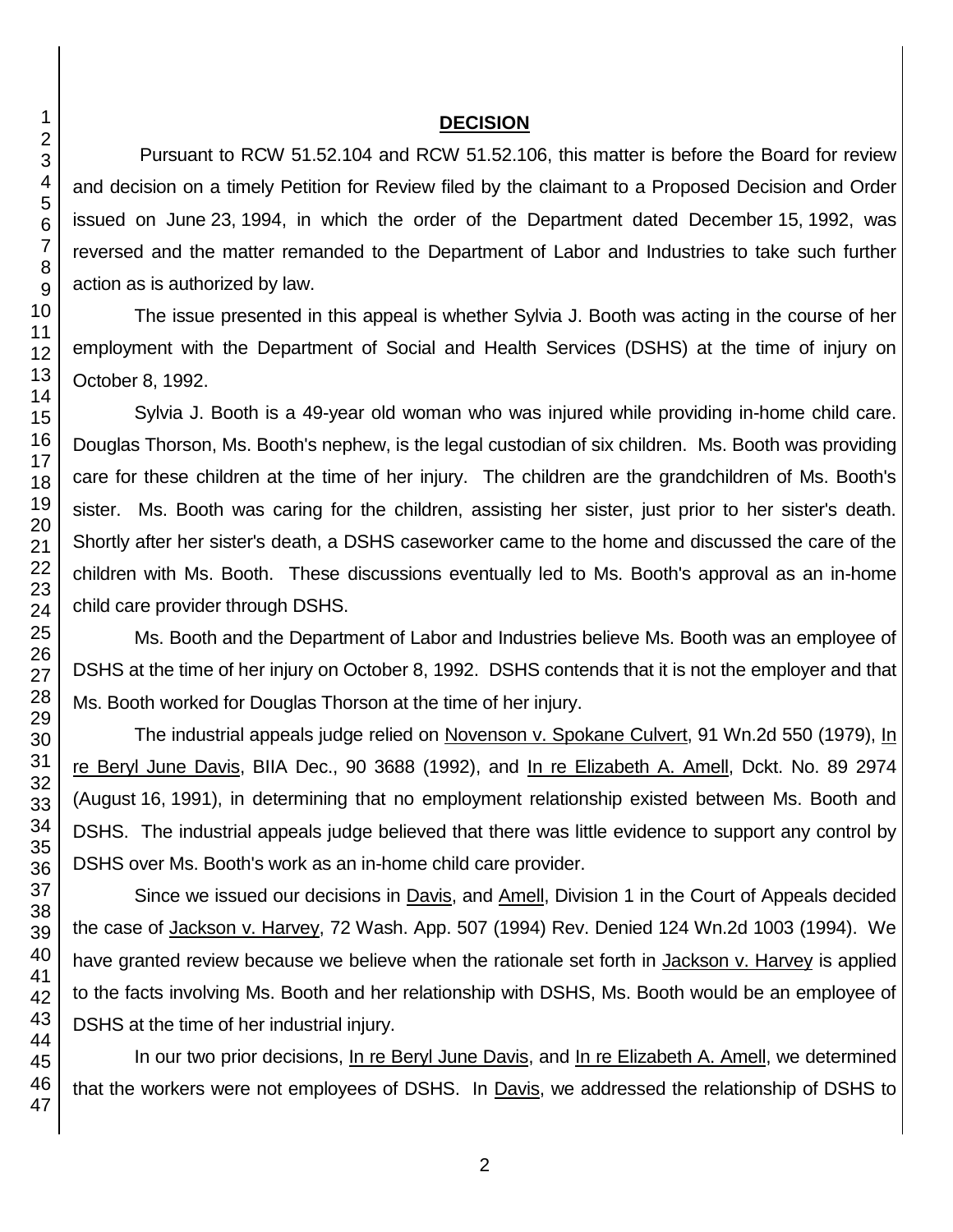## DECISION

Pursuant to RCW 51.52.104 and RCW 51.52.106, this matter is before the Board for review and decision on a timely Petition for Review filed by the claimant to a Proposed Decision and Order issued on June 23, 1994, in which the order of the Department dated December 15, 1992, was reversed and the matter remanded to the Department of Labor and Industries to take such further action as is authorized by law.

The issue presented in this appeal is whether Sylvia J. Booth was acting in the course of her employment with the Department of Social and Health Services (DSHS) at the time of injury on October 8, 1992.

Sylvia J. Booth is a 49-year old woman who was injured while providing in-home child care. Douglas Thorson, Ms. Booth's nephew, is the legal custodian of six children. Ms. Booth was providing care for these children at the time of her injury. The children are the grandchildren of Ms. Booth's sister. Ms. Booth was caring for the children, assisting her sister, just prior to her sister's death. Shortly after her sister's death, a DSHS caseworker came to the home and discussed the care of the children with Ms. Booth. These discussions eventually led to Ms. Booth's approval as an in-home child care provider through DSHS.

Ms. Booth and the Department of Labor and Industries believe Ms. Booth was an employee of DSHS at the time of her injury on October 8, 1992. DSHS contends that it is not the employer and that Ms. Booth worked for Douglas Thorson at the time of her injury.

The industrial appeals judge relied on Novenson v. Spokane Culvert, 91 Wn.2d 550 (1979), In re Beryl June Davis, BIIA Dec., 90 3688 (1992), and In re Elizabeth A. Amell, Dckt. No. 89 2974 (August 16, 1991), in determining that no employment relationship existed between Ms. Booth and DSHS. The industrial appeals judge believed that there was little evidence to support any control by DSHS over Ms. Booth's work as an in-home child care provider.

Since we issued our decisions in Davis, and Amell, Division 1 in the Court of Appeals decided the case of Jackson v. Harvey, 72 Wash. App. 507 (1994) Rev. Denied 124 Wn.2d 1003 (1994). We have granted review because we believe when the rationale set forth in Jackson v. Harvey is applied to the facts involving Ms. Booth and her relationship with DSHS, Ms. Booth would be an employee of DSHS at the time of her industrial injury.

In our two prior decisions, In re Beryl June Davis, and In re Elizabeth A. Amell, we determined that the workers were not employees of DSHS. In Davis, we addressed the relationship of DSHS to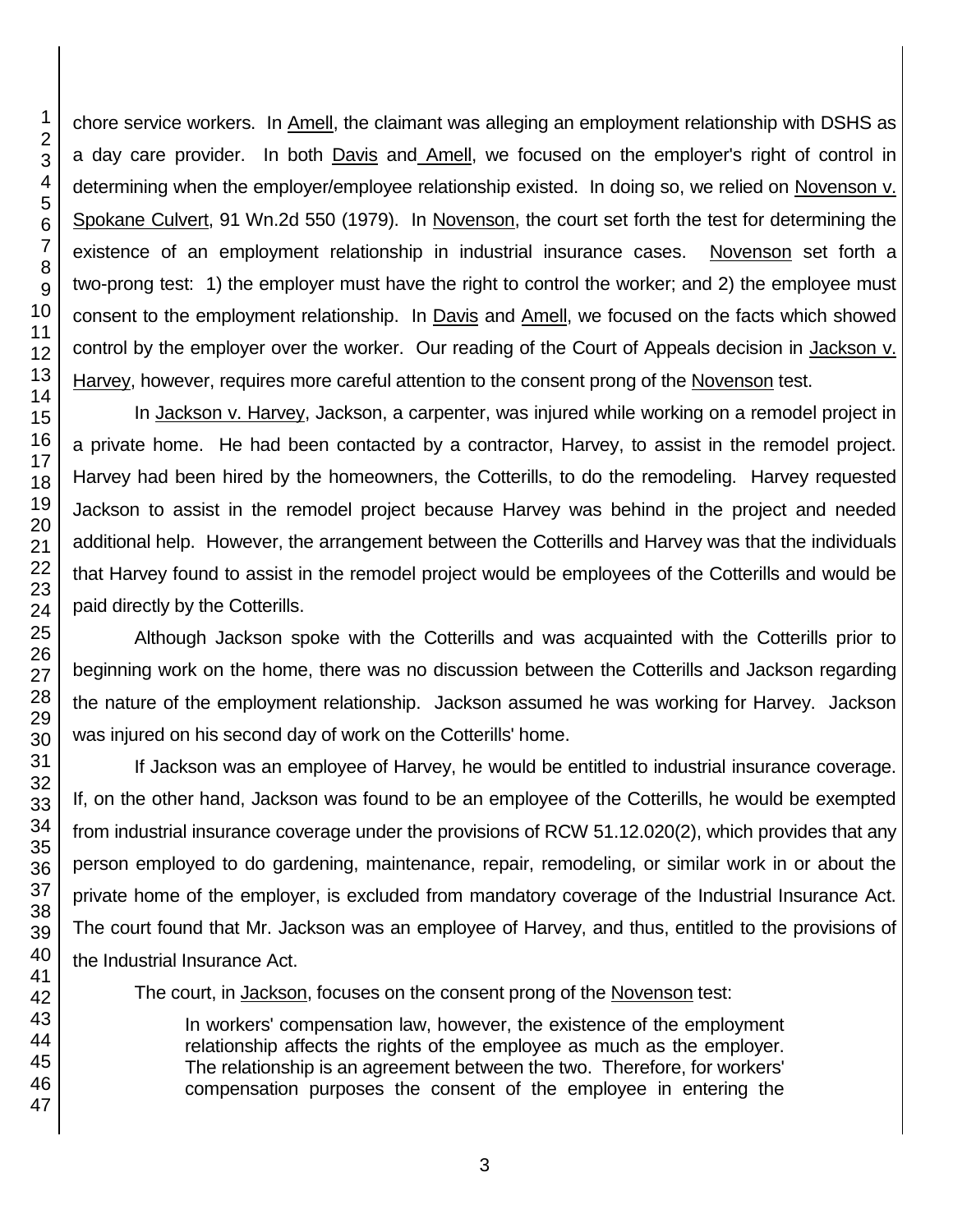chore service workers. In Amell, the claimant was alleging an employment relationship with DSHS as a day care provider. In both Davis and Amell, we focused on the employer's right of control in determining when the employer/employee relationship existed. In doing so, we relied on Novenson v. Spokane Culvert, 91 Wn.2d 550 (1979). In Novenson, the court set forth the test for determining the existence of an employment relationship in industrial insurance cases. Novenson set forth a two-prong test: 1) the employer must have the right to control the worker; and 2) the employee must consent to the employment relationship. In Davis and Amell, we focused on the facts which showed control by the employer over the worker. Our reading of the Court of Appeals decision in Jackson v. Harvey, however, requires more careful attention to the consent prong of the Novenson test.

In Jackson v. Harvey, Jackson, a carpenter, was injured while working on a remodel project in a private home. He had been contacted by a contractor, Harvey, to assist in the remodel project. Harvey had been hired by the homeowners, the Cotterills, to do the remodeling. Harvey requested Jackson to assist in the remodel project because Harvey was behind in the project and needed additional help. However, the arrangement between the Cotterills and Harvey was that the individuals that Harvey found to assist in the remodel project would be employees of the Cotterills and would be paid directly by the Cotterills.

Although Jackson spoke with the Cotterills and was acquainted with the Cotterills prior to beginning work on the home, there was no discussion between the Cotterills and Jackson regarding the nature of the employment relationship. Jackson assumed he was working for Harvey. Jackson was injured on his second day of work on the Cotterills' home.

If Jackson was an employee of Harvey, he would be entitled to industrial insurance coverage. If, on the other hand, Jackson was found to be an employee of the Cotterills, he would be exempted from industrial insurance coverage under the provisions of RCW 51.12.020(2), which provides that any person employed to do gardening, maintenance, repair, remodeling, or similar work in or about the private home of the employer, is excluded from mandatory coverage of the Industrial Insurance Act. The court found that Mr. Jackson was an employee of Harvey, and thus, entitled to the provisions of the Industrial Insurance Act.

The court, in Jackson, focuses on the consent prong of the Novenson test:

> In workers' compensation law, however, the existence of the employment relationship affects the rights of the employee as much as the employer. The relationship is an agreement between the two. Therefore, for workers' compensation purposes the consent of the employee in entering the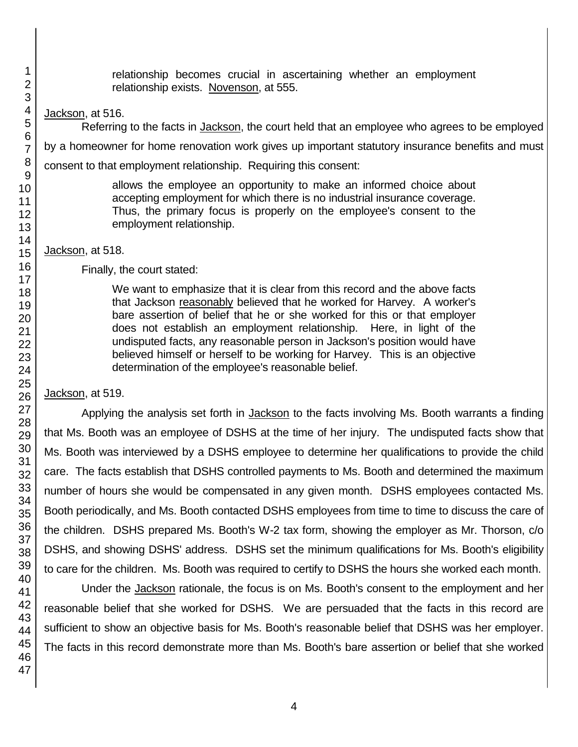> relationship becomes crucial in ascertaining whether an employment relationship exists. Novenson, at 555.

Jackson, at 516.

Referring to the facts in Jackson, the court held that an employee who agrees to be employed by a homeowner for home renovation work gives up important statutory insurance benefits and must consent to that employment relationship. Requiring this consent:

> allows the employee an opportunity to make an informed choice about accepting employment for which there is no industrial insurance coverage. Thus, the primary focus is properly on the employee's consent to the employment relationship.

Jackson, at 518.

Finally, the court stated:

> We want to emphasize that it is clear from this record and the above facts that Jackson reasonably believed that he worked for Harvey. A worker's bare assertion of belief that he or she worked for this or that employer does not establish an employment relationship. Here, in light of the undisputed facts, any reasonable person in Jackson's position would have believed himself or herself to be working for Harvey. This is an objective determination of the employee's reasonable belief.

Jackson, at 519.

Applying the analysis set forth in Jackson to the facts involving Ms. Booth warrants a finding that Ms. Booth was an employee of DSHS at the time of her injury. The undisputed facts show that Ms. Booth was interviewed by a DSHS employee to determine her qualifications to provide the child care. The facts establish that DSHS controlled payments to Ms. Booth and determined the maximum number of hours she would be compensated in any given month. DSHS employees contacted Ms. Booth periodically, and Ms. Booth contacted DSHS employees from time to time to discuss the care of the children. DSHS prepared Ms. Booth's W-2 tax form, showing the employer as Mr. Thorson, c/o DSHS, and showing DSHS' address. DSHS set the minimum qualifications for Ms. Booth's eligibility to care for the children. Ms. Booth was required to certify to DSHS the hours she worked each month.

Under the Jackson rationale, the focus is on Ms. Booth's consent to the employment and her reasonable belief that she worked for DSHS. We are persuaded that the facts in this record are sufficient to show an objective basis for Ms. Booth's reasonable belief that DSHS was her employer. The facts in this record demonstrate more than Ms. Booth's bare assertion or belief that she worked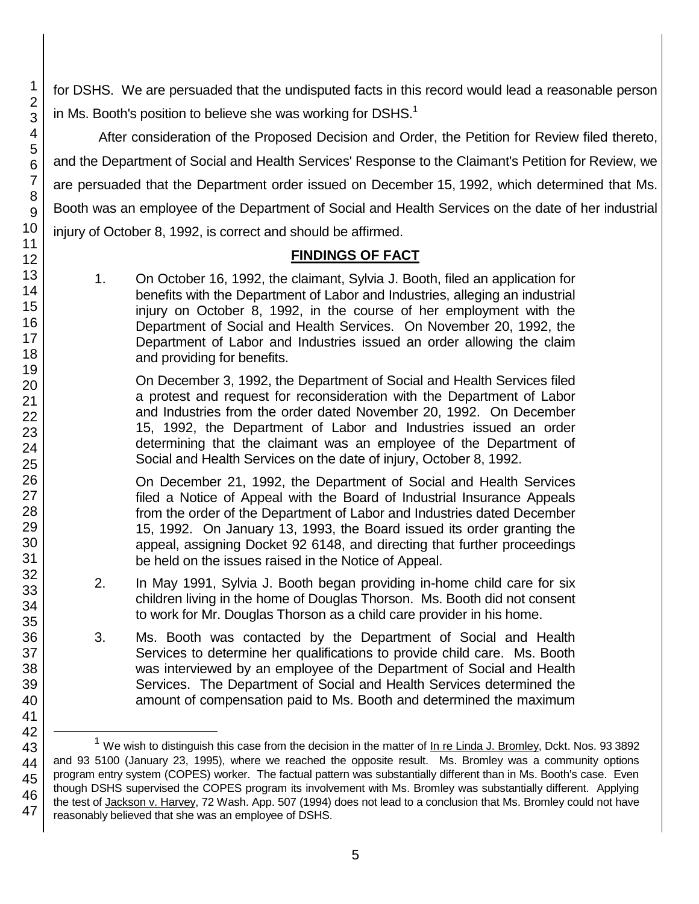for DSHS. We are persuaded that the undisputed facts in this record would lead a reasonable person in Ms. Booth's position to believe she was working for DSHS.[1]

After consideration of the Proposed Decision and Order, the Petition for Review filed thereto, and the Department of Social and Health Services' Response to the Claimant's Petition for Review, we are persuaded that the Department order issued on December 15, 1992, which determined that Ms. Booth was an employee of the Department of Social and Health Services on the date of her industrial injury of October 8, 1992, is correct and should be affirmed.

## FINDINGS OF FACT

1. On October 16, 1992, the claimant, Sylvia J. Booth, filed an application for benefits with the Department of Labor and Industries, alleging an industrial injury on October 8, 1992, in the course of her employment with the Department of Social and Health Services. On November 20, 1992, the Department of Labor and Industries issued an order allowing the claim and providing for benefits.

   On December 3, 1992, the Department of Social and Health Services filed a protest and request for reconsideration with the Department of Labor and Industries from the order dated November 20, 1992. On December 15, 1992, the Department of Labor and Industries issued an order determining that the claimant was an employee of the Department of Social and Health Services on the date of injury, October 8, 1992.

   On December 21, 1992, the Department of Social and Health Services filed a Notice of Appeal with the Board of Industrial Insurance Appeals from the order of the Department of Labor and Industries dated December 15, 1992. On January 13, 1993, the Board issued its order granting the appeal, assigning Docket 92 6148, and directing that further proceedings be held on the issues raised in the Notice of Appeal.

2. In May 1991, Sylvia J. Booth began providing in-home child care for six children living in the home of Douglas Thorson. Ms. Booth did not consent to work for Mr. Douglas Thorson as a child care provider in his home.

3. Ms. Booth was contacted by the Department of Social and Health Services to determine her qualifications to provide child care. Ms. Booth was interviewed by an employee of the Department of Social and Health Services. The Department of Social and Health Services determined the amount of compensation paid to Ms. Booth and determined the maximum

---

[1] We wish to distinguish this case from the decision in the matter of In re Linda J. Bromley, Dckt. Nos. 93 3892 and 93 5100 (January 23, 1995), where we reached the opposite result. Ms. Bromley was a community options program entry system (COPES) worker. The factual pattern was substantially different than in Ms. Booth's case. Even though DSHS supervised the COPES program its involvement with Ms. Bromley was substantially different. Applying the test of Jackson v. Harvey, 72 Wash. App. 507 (1994) does not lead to a conclusion that Ms. Bromley could not have reasonably believed that she was an employee of DSHS.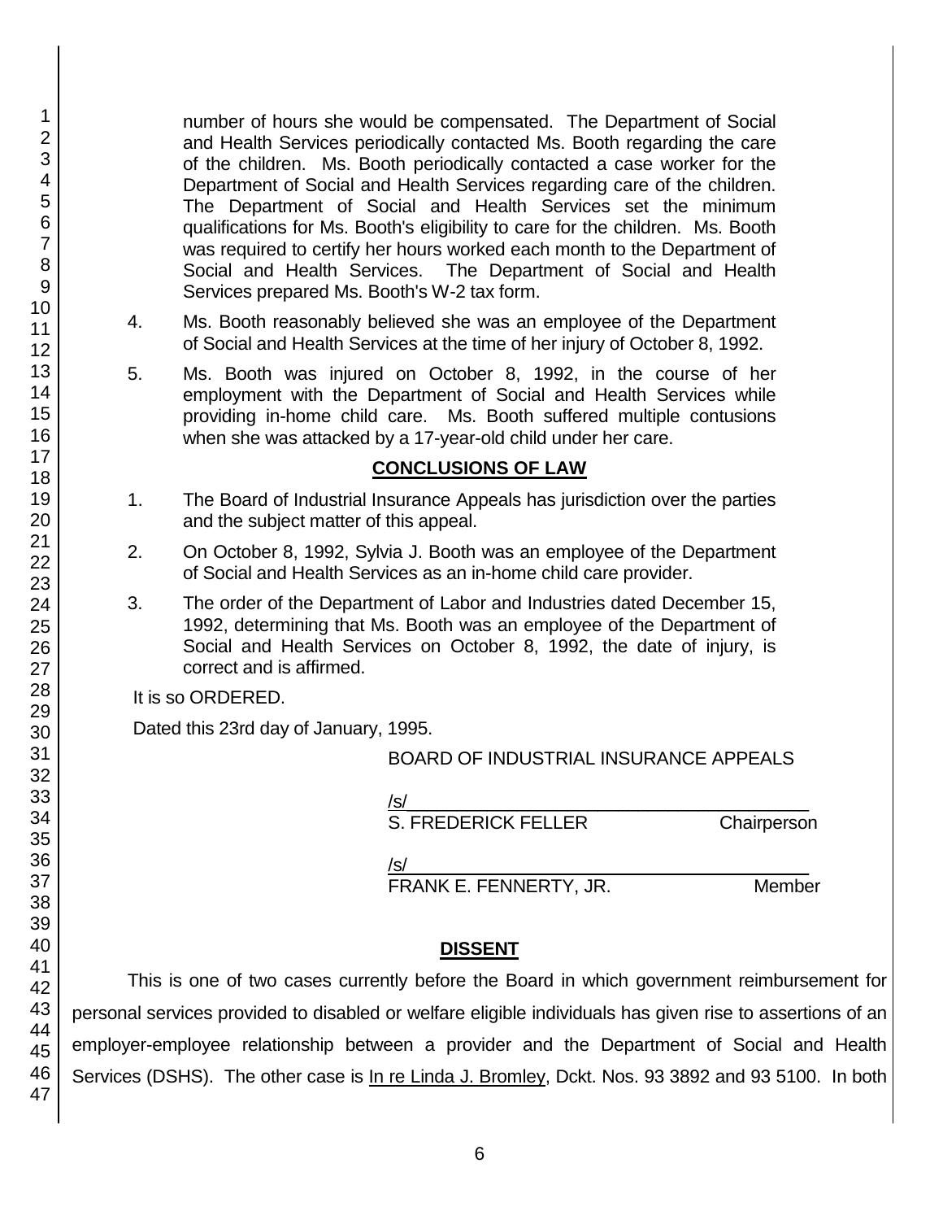number of hours she would be compensated. The Department of Social and Health Services periodically contacted Ms. Booth regarding the care of the children. Ms. Booth periodically contacted a case worker for the Department of Social and Health Services regarding care of the children. The Department of Social and Health Services set the minimum qualifications for Ms. Booth's eligibility to care for the children. Ms. Booth was required to certify her hours worked each month to the Department of Social and Health Services. The Department of Social and Health Services prepared Ms. Booth's W-2 tax form.

4. Ms. Booth reasonably believed she was an employee of the Department of Social and Health Services at the time of her injury of October 8, 1992.

5. Ms. Booth was injured on October 8, 1992, in the course of her employment with the Department of Social and Health Services while providing in-home child care. Ms. Booth suffered multiple contusions when she was attacked by a 17-year-old child under her care.

## CONCLUSIONS OF LAW

1. The Board of Industrial Insurance Appeals has jurisdiction over the parties and the subject matter of this appeal.

2. On October 8, 1992, Sylvia J. Booth was an employee of the Department of Social and Health Services as an in-home child care provider.

3. The order of the Department of Labor and Industries dated December 15, 1992, determining that Ms. Booth was an employee of the Department of Social and Health Services on October 8, 1992, the date of injury, is correct and is affirmed.

It is so ORDERED.

Dated this 23rd day of January, 1995.

BOARD OF INDUSTRIAL INSURANCE APPEALS

/s/
S. FREDERICK FELLER Chairperson

/s/
FRANK E. FENNERTY, JR. Member

## DISSENT

This is one of two cases currently before the Board in which government reimbursement for personal services provided to disabled or welfare eligible individuals has given rise to assertions of an employer-employee relationship between a provider and the Department of Social and Health Services (DSHS). The other case is In re Linda J. Bromley, Dckt. Nos. 93 3892 and 93 5100. In both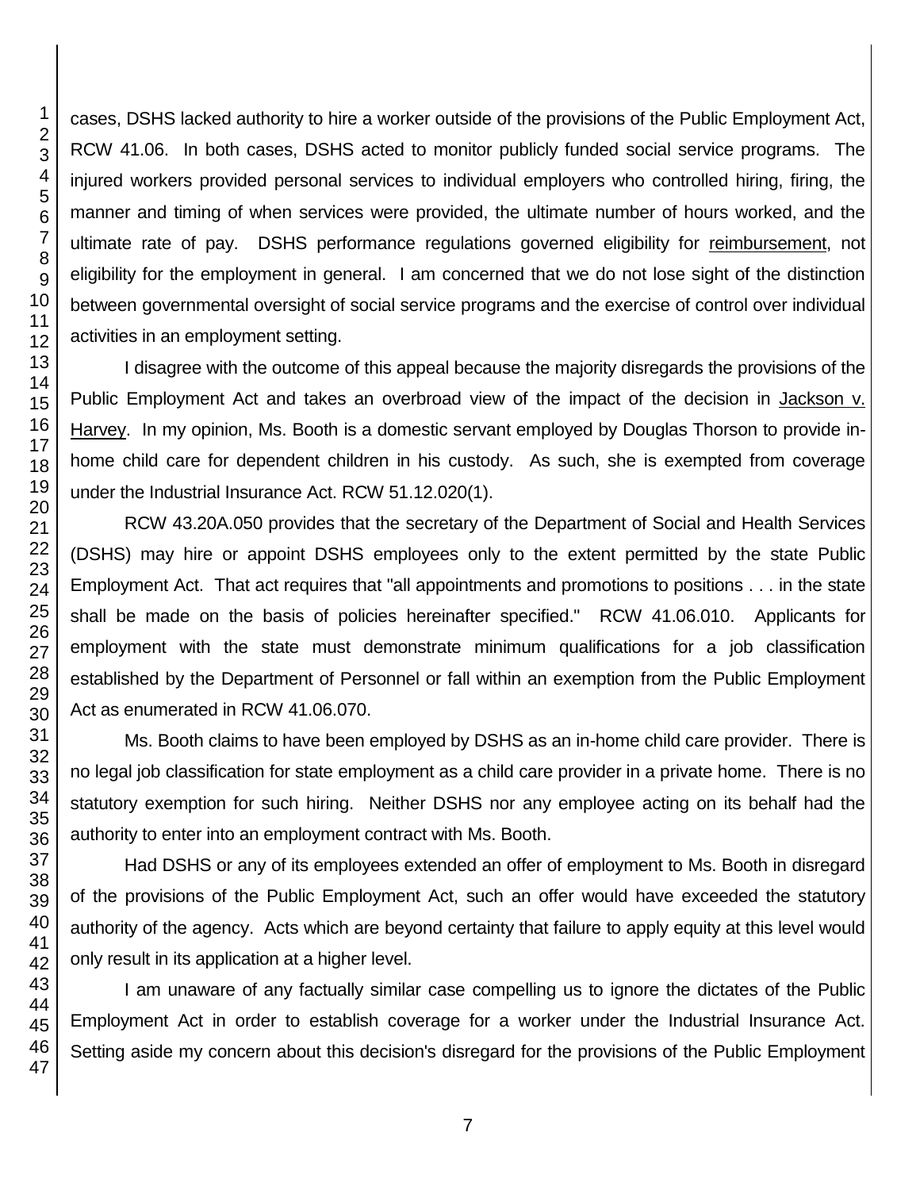cases, DSHS lacked authority to hire a worker outside of the provisions of the Public Employment Act, RCW 41.06. In both cases, DSHS acted to monitor publicly funded social service programs. The injured workers provided personal services to individual employers who controlled hiring, firing, the manner and timing of when services were provided, the ultimate number of hours worked, and the ultimate rate of pay. DSHS performance regulations governed eligibility for reimbursement, not eligibility for the employment in general. I am concerned that we do not lose sight of the distinction between governmental oversight of social service programs and the exercise of control over individual activities in an employment setting.

I disagree with the outcome of this appeal because the majority disregards the provisions of the Public Employment Act and takes an overbroad view of the impact of the decision in Jackson v. Harvey. In my opinion, Ms. Booth is a domestic servant employed by Douglas Thorson to provide in-home child care for dependent children in his custody. As such, she is exempted from coverage under the Industrial Insurance Act. RCW 51.12.020(1).

RCW 43.20A.050 provides that the secretary of the Department of Social and Health Services (DSHS) may hire or appoint DSHS employees only to the extent permitted by the state Public Employment Act. That act requires that "all appointments and promotions to positions . . . in the state shall be made on the basis of policies hereinafter specified." RCW 41.06.010. Applicants for employment with the state must demonstrate minimum qualifications for a job classification established by the Department of Personnel or fall within an exemption from the Public Employment Act as enumerated in RCW 41.06.070.

Ms. Booth claims to have been employed by DSHS as an in-home child care provider. There is no legal job classification for state employment as a child care provider in a private home. There is no statutory exemption for such hiring. Neither DSHS nor any employee acting on its behalf had the authority to enter into an employment contract with Ms. Booth.

Had DSHS or any of its employees extended an offer of employment to Ms. Booth in disregard of the provisions of the Public Employment Act, such an offer would have exceeded the statutory authority of the agency. Acts which are beyond certainty that failure to apply equity at this level would only result in its application at a higher level.

I am unaware of any factually similar case compelling us to ignore the dictates of the Public Employment Act in order to establish coverage for a worker under the Industrial Insurance Act. Setting aside my concern about this decision's disregard for the provisions of the Public Employment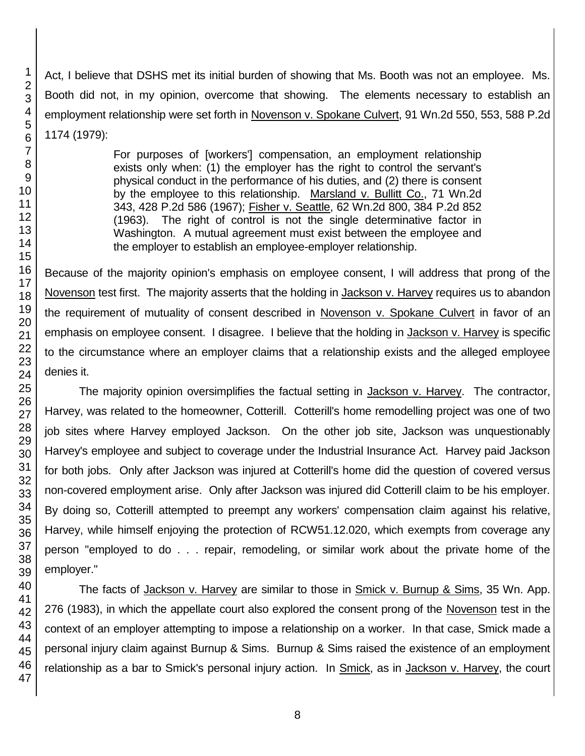Act, I believe that DSHS met its initial burden of showing that Ms. Booth was not an employee. Ms. Booth did not, in my opinion, overcome that showing. The elements necessary to establish an employment relationship were set forth in Novenson v. Spokane Culvert, 91 Wn.2d 550, 553, 588 P.2d 1174 (1979):

> For purposes of [workers'] compensation, an employment relationship exists only when: (1) the employer has the right to control the servant's physical conduct in the performance of his duties, and (2) there is consent by the employee to this relationship. Marsland v. Bullitt Co., 71 Wn.2d 343, 428 P.2d 586 (1967); Fisher v. Seattle, 62 Wn.2d 800, 384 P.2d 852 (1963). The right of control is not the single determinative factor in Washington. A mutual agreement must exist between the employee and the employer to establish an employee-employer relationship.

Because of the majority opinion's emphasis on employee consent, I will address that prong of the Novenson test first. The majority asserts that the holding in Jackson v. Harvey requires us to abandon the requirement of mutuality of consent described in Novenson v. Spokane Culvert in favor of an emphasis on employee consent. I disagree. I believe that the holding in Jackson v. Harvey is specific to the circumstance where an employer claims that a relationship exists and the alleged employee denies it.

The majority opinion oversimplifies the factual setting in Jackson v. Harvey. The contractor, Harvey, was related to the homeowner, Cotterill. Cotterill's home remodelling project was one of two job sites where Harvey employed Jackson. On the other job site, Jackson was unquestionably Harvey's employee and subject to coverage under the Industrial Insurance Act. Harvey paid Jackson for both jobs. Only after Jackson was injured at Cotterill's home did the question of covered versus non-covered employment arise. Only after Jackson was injured did Cotterill claim to be his employer. By doing so, Cotterill attempted to preempt any workers' compensation claim against his relative, Harvey, while himself enjoying the protection of RCW51.12.020, which exempts from coverage any person "employed to do . . . repair, remodeling, or similar work about the private home of the employer."

The facts of Jackson v. Harvey are similar to those in Smick v. Burnup & Sims, 35 Wn. App. 276 (1983), in which the appellate court also explored the consent prong of the Novenson test in the context of an employer attempting to impose a relationship on a worker. In that case, Smick made a personal injury claim against Burnup & Sims. Burnup & Sims raised the existence of an employment relationship as a bar to Smick's personal injury action. In Smick, as in Jackson v. Harvey, the court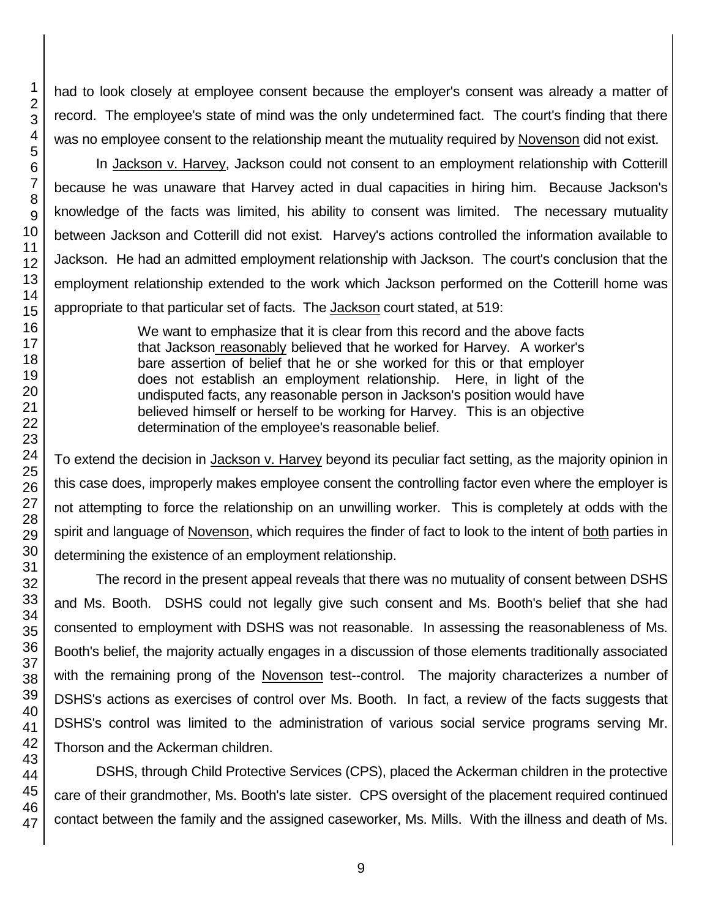had to look closely at employee consent because the employer's consent was already a matter of record. The employee's state of mind was the only undetermined fact. The court's finding that there was no employee consent to the relationship meant the mutuality required by Novenson did not exist.

In Jackson v. Harvey, Jackson could not consent to an employment relationship with Cotterill because he was unaware that Harvey acted in dual capacities in hiring him. Because Jackson's knowledge of the facts was limited, his ability to consent was limited. The necessary mutuality between Jackson and Cotterill did not exist. Harvey's actions controlled the information available to Jackson. He had an admitted employment relationship with Jackson. The court's conclusion that the employment relationship extended to the work which Jackson performed on the Cotterill home was appropriate to that particular set of facts. The Jackson court stated, at 519:

> We want to emphasize that it is clear from this record and the above facts that Jackson reasonably believed that he worked for Harvey. A worker's bare assertion of belief that he or she worked for this or that employer does not establish an employment relationship. Here, in light of the undisputed facts, any reasonable person in Jackson's position would have believed himself or herself to be working for Harvey. This is an objective determination of the employee's reasonable belief.

To extend the decision in Jackson v. Harvey beyond its peculiar fact setting, as the majority opinion in this case does, improperly makes employee consent the controlling factor even where the employer is not attempting to force the relationship on an unwilling worker. This is completely at odds with the spirit and language of Novenson, which requires the finder of fact to look to the intent of both parties in determining the existence of an employment relationship.

The record in the present appeal reveals that there was no mutuality of consent between DSHS and Ms. Booth. DSHS could not legally give such consent and Ms. Booth's belief that she had consented to employment with DSHS was not reasonable. In assessing the reasonableness of Ms. Booth's belief, the majority actually engages in a discussion of those elements traditionally associated with the remaining prong of the Novenson test--control. The majority characterizes a number of DSHS's actions as exercises of control over Ms. Booth. In fact, a review of the facts suggests that DSHS's control was limited to the administration of various social service programs serving Mr. Thorson and the Ackerman children.

DSHS, through Child Protective Services (CPS), placed the Ackerman children in the protective care of their grandmother, Ms. Booth's late sister. CPS oversight of the placement required continued contact between the family and the assigned caseworker, Ms. Mills. With the illness and death of Ms.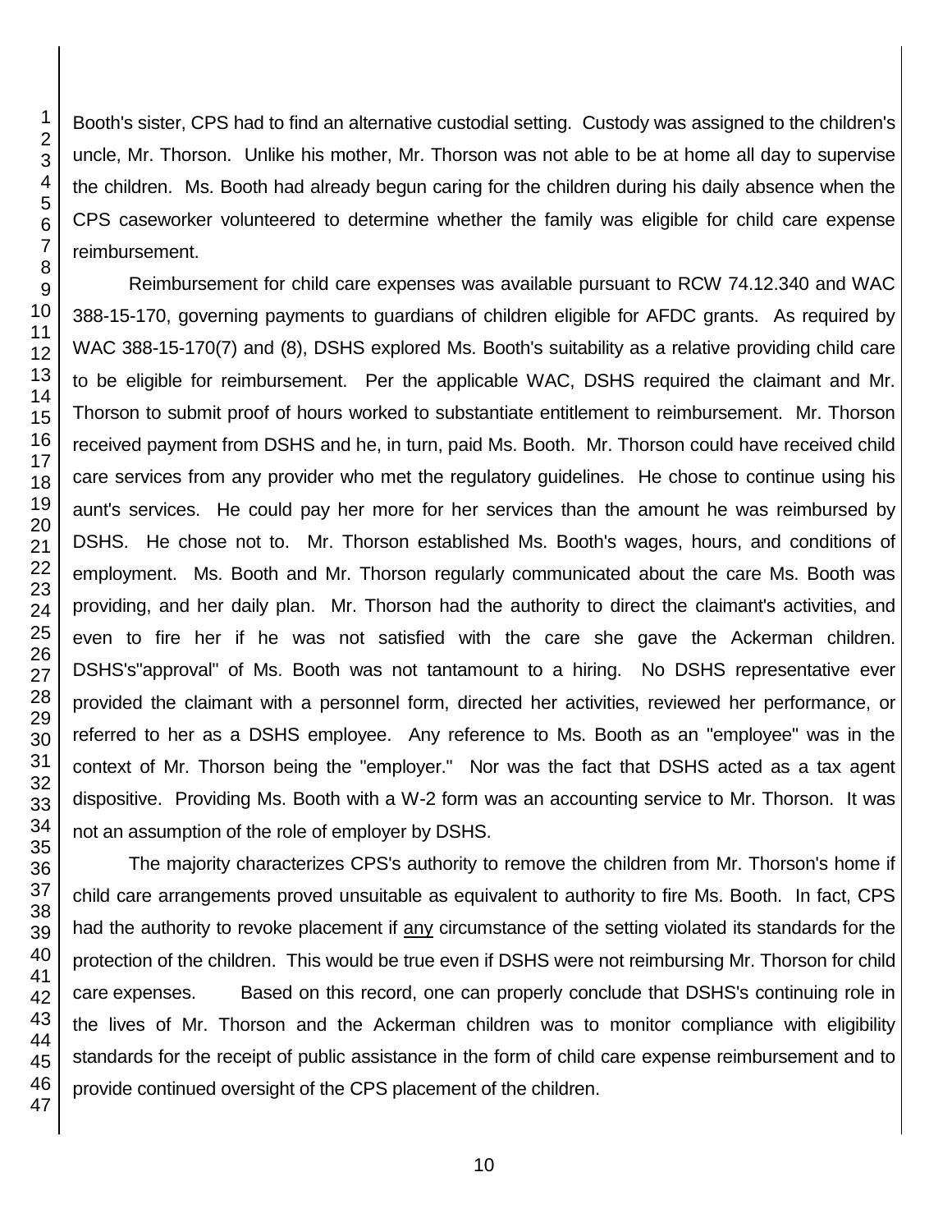Booth's sister, CPS had to find an alternative custodial setting. Custody was assigned to the children's uncle, Mr. Thorson. Unlike his mother, Mr. Thorson was not able to be at home all day to supervise the children. Ms. Booth had already begun caring for the children during his daily absence when the CPS caseworker volunteered to determine whether the family was eligible for child care expense reimbursement.

Reimbursement for child care expenses was available pursuant to RCW 74.12.340 and WAC 388-15-170, governing payments to guardians of children eligible for AFDC grants. As required by WAC 388-15-170(7) and (8), DSHS explored Ms. Booth's suitability as a relative providing child care to be eligible for reimbursement. Per the applicable WAC, DSHS required the claimant and Mr. Thorson to submit proof of hours worked to substantiate entitlement to reimbursement. Mr. Thorson received payment from DSHS and he, in turn, paid Ms. Booth. Mr. Thorson could have received child care services from any provider who met the regulatory guidelines. He chose to continue using his aunt's services. He could pay her more for her services than the amount he was reimbursed by DSHS. He chose not to. Mr. Thorson established Ms. Booth's wages, hours, and conditions of employment. Ms. Booth and Mr. Thorson regularly communicated about the care Ms. Booth was providing, and her daily plan. Mr. Thorson had the authority to direct the claimant's activities, and even to fire her if he was not satisfied with the care she gave the Ackerman children. DSHS's"approval" of Ms. Booth was not tantamount to a hiring. No DSHS representative ever provided the claimant with a personnel form, directed her activities, reviewed her performance, or referred to her as a DSHS employee. Any reference to Ms. Booth as an "employee" was in the context of Mr. Thorson being the "employer." Nor was the fact that DSHS acted as a tax agent dispositive. Providing Ms. Booth with a W-2 form was an accounting service to Mr. Thorson. It was not an assumption of the role of employer by DSHS.

The majority characterizes CPS's authority to remove the children from Mr. Thorson's home if child care arrangements proved unsuitable as equivalent to authority to fire Ms. Booth. In fact, CPS had the authority to revoke placement if <u>any</u> circumstance of the setting violated its standards for the protection of the children. This would be true even if DSHS were not reimbursing Mr. Thorson for child care expenses. Based on this record, one can properly conclude that DSHS's continuing role in the lives of Mr. Thorson and the Ackerman children was to monitor compliance with eligibility standards for the receipt of public assistance in the form of child care expense reimbursement and to provide continued oversight of the CPS placement of the children.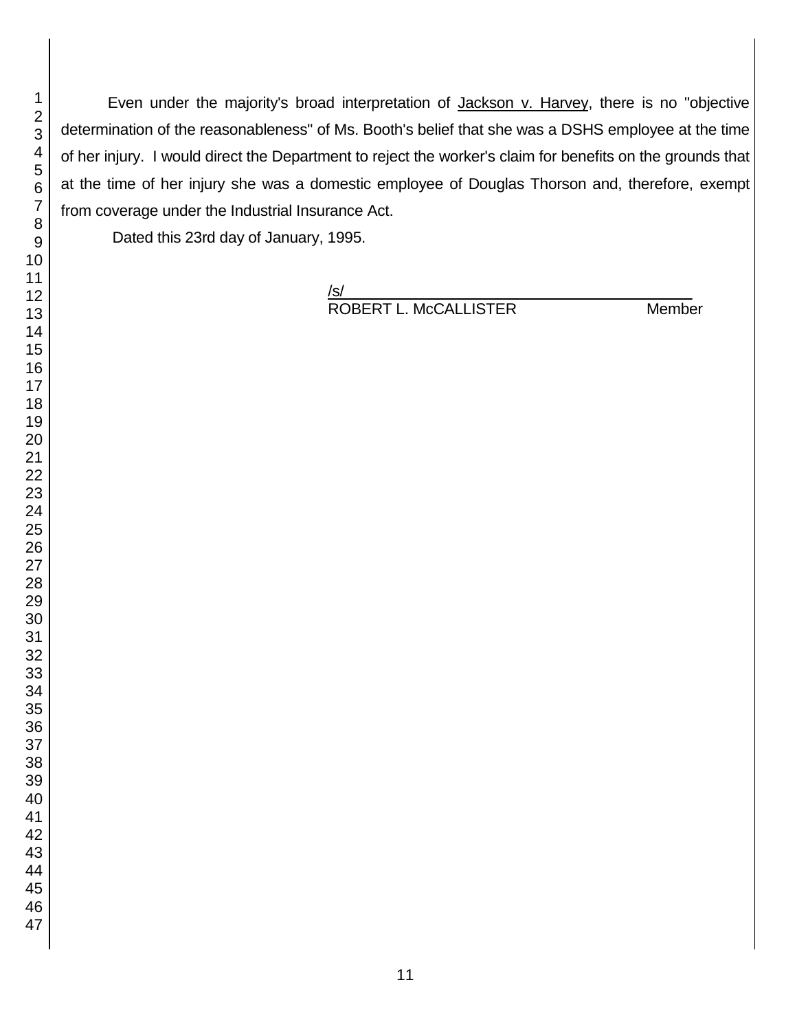Even under the majority's broad interpretation of Jackson v. Harvey, there is no "objective determination of the reasonableness" of Ms. Booth's belief that she was a DSHS employee at the time of her injury. I would direct the Department to reject the worker's claim for benefits on the grounds that at the time of her injury she was a domestic employee of Douglas Thorson and, therefore, exempt from coverage under the Industrial Insurance Act.

Dated this 23rd day of January, 1995.

/s/
ROBERT L. McCALLISTER Member